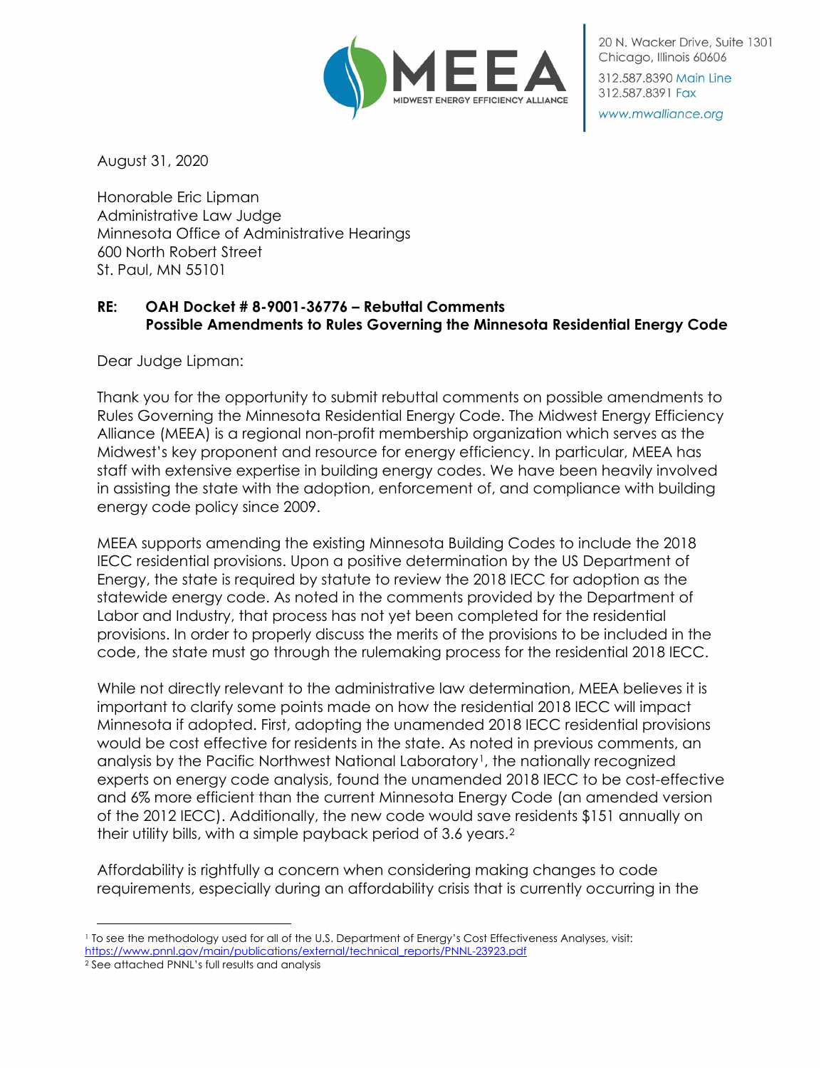20 N. Wacker Drive, Suite 1301
Chicago, Illinois 60606
312.587.8390 Main Line
312.587.8391 Fax
www.mwalliance.org

August 31, 2020

Honorable Eric Lipman
Administrative Law Judge
Minnesota Office of Administrative Hearings
600 North Robert Street
St. Paul, MN 55101

**RE: OAH Docket # 8-9001-36776 – Rebuttal Comments**
**Possible Amendments to Rules Governing the Minnesota Residential Energy Code**

Dear Judge Lipman:

Thank you for the opportunity to submit rebuttal comments on possible amendments to Rules Governing the Minnesota Residential Energy Code. The Midwest Energy Efficiency Alliance (MEEA) is a regional non-profit membership organization which serves as the Midwest's key proponent and resource for energy efficiency. In particular, MEEA has staff with extensive expertise in building energy codes. We have been heavily involved in assisting the state with the adoption, enforcement of, and compliance with building energy code policy since 2009.

MEEA supports amending the existing Minnesota Building Codes to include the 2018 IECC residential provisions. Upon a positive determination by the US Department of Energy, the state is required by statute to review the 2018 IECC for adoption as the statewide energy code. As noted in the comments provided by the Department of Labor and Industry, that process has not yet been completed for the residential provisions. In order to properly discuss the merits of the provisions to be included in the code, the state must go through the rulemaking process for the residential 2018 IECC.

While not directly relevant to the administrative law determination, MEEA believes it is important to clarify some points made on how the residential 2018 IECC will impact Minnesota if adopted. First, adopting the unamended 2018 IECC residential provisions would be cost effective for residents in the state. As noted in previous comments, an analysis by the Pacific Northwest National Laboratory[1], the nationally recognized experts on energy code analysis, found the unamended 2018 IECC to be cost-effective and 6% more efficient than the current Minnesota Energy Code (an amended version of the 2012 IECC). Additionally, the new code would save residents $151 annually on their utility bills, with a simple payback period of 3.6 years.[2]

Affordability is rightfully a concern when considering making changes to code requirements, especially during an affordability crisis that is currently occurring in the

---

[1] To see the methodology used for all of the U.S. Department of Energy's Cost Effectiveness Analyses, visit: https://www.pnnl.gov/main/publications/external/technical_reports/PNNL-23923.pdf

[2] See attached PNNL's full results and analysis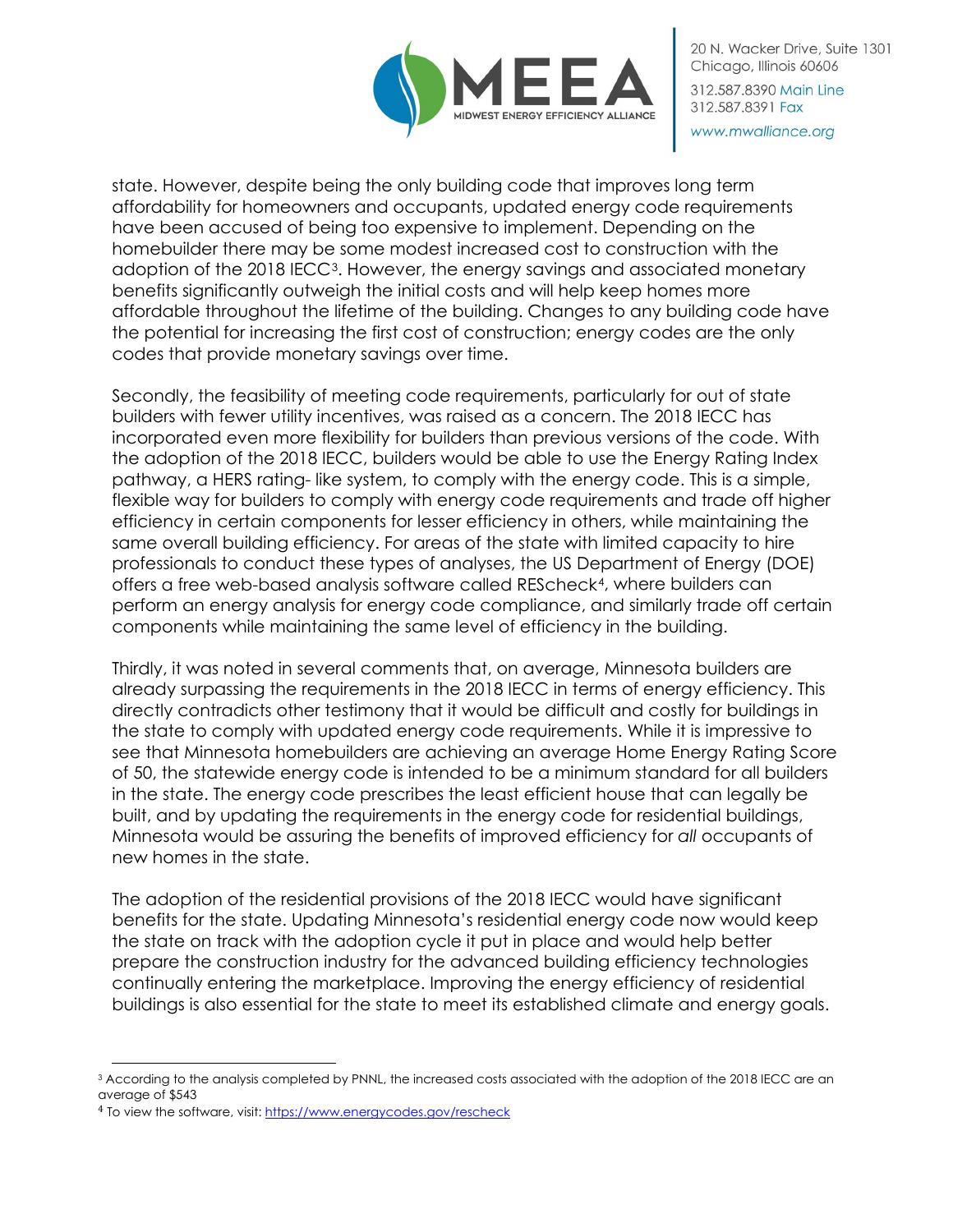state. However, despite being the only building code that improves long term affordability for homeowners and occupants, updated energy code requirements have been accused of being too expensive to implement. Depending on the homebuilder there may be some modest increased cost to construction with the adoption of the 2018 IECC[3]. However, the energy savings and associated monetary benefits significantly outweigh the initial costs and will help keep homes more affordable throughout the lifetime of the building. Changes to any building code have the potential for increasing the first cost of construction; energy codes are the only codes that provide monetary savings over time.

Secondly, the feasibility of meeting code requirements, particularly for out of state builders with fewer utility incentives, was raised as a concern. The 2018 IECC has incorporated even more flexibility for builders than previous versions of the code. With the adoption of the 2018 IECC, builders would be able to use the Energy Rating Index pathway, a HERS rating- like system, to comply with the energy code. This is a simple, flexible way for builders to comply with energy code requirements and trade off higher efficiency in certain components for lesser efficiency in others, while maintaining the same overall building efficiency. For areas of the state with limited capacity to hire professionals to conduct these types of analyses, the US Department of Energy (DOE) offers a free web-based analysis software called REScheck[4], where builders can perform an energy analysis for energy code compliance, and similarly trade off certain components while maintaining the same level of efficiency in the building.

Thirdly, it was noted in several comments that, on average, Minnesota builders are already surpassing the requirements in the 2018 IECC in terms of energy efficiency. This directly contradicts other testimony that it would be difficult and costly for buildings in the state to comply with updated energy code requirements. While it is impressive to see that Minnesota homebuilders are achieving an average Home Energy Rating Score of 50, the statewide energy code is intended to be a minimum standard for all builders in the state. The energy code prescribes the least efficient house that can legally be built, and by updating the requirements in the energy code for residential buildings, Minnesota would be assuring the benefits of improved efficiency for *all* occupants of new homes in the state.

The adoption of the residential provisions of the 2018 IECC would have significant benefits for the state. Updating Minnesota's residential energy code now would keep the state on track with the adoption cycle it put in place and would help better prepare the construction industry for the advanced building efficiency technologies continually entering the marketplace. Improving the energy efficiency of residential buildings is also essential for the state to meet its established climate and energy goals.

---

[3] According to the analysis completed by PNNL, the increased costs associated with the adoption of the 2018 IECC are an average of $543

[4] To view the software, visit: https://www.energycodes.gov/rescheck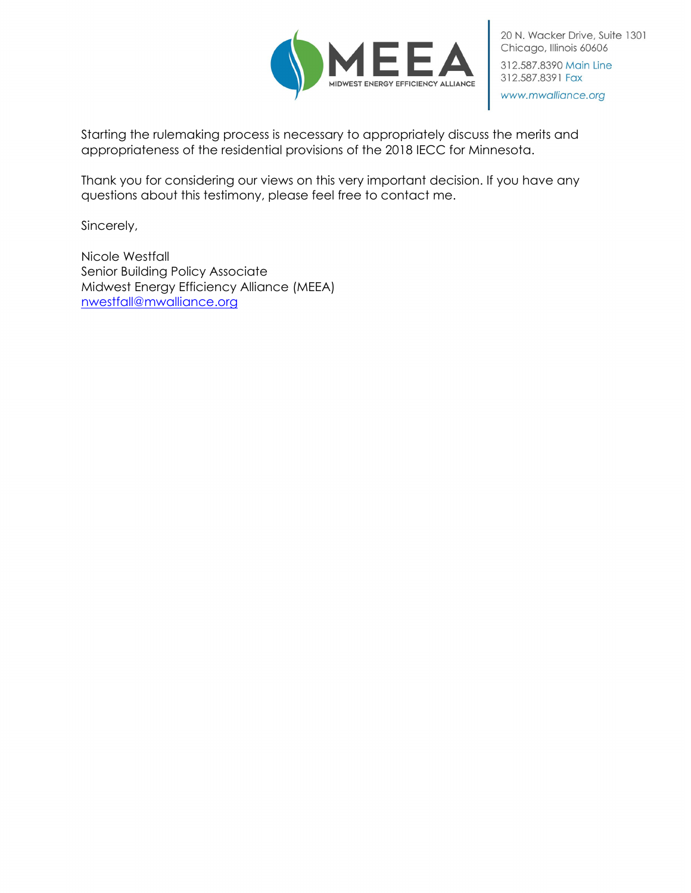Starting the rulemaking process is necessary to appropriately discuss the merits and appropriateness of the residential provisions of the 2018 IECC for Minnesota.

Thank you for considering our views on this very important decision. If you have any questions about this testimony, please feel free to contact me.

Sincerely,

Nicole Westfall
Senior Building Policy Associate
Midwest Energy Efficiency Alliance (MEEA)
nwestfall@mwalliance.org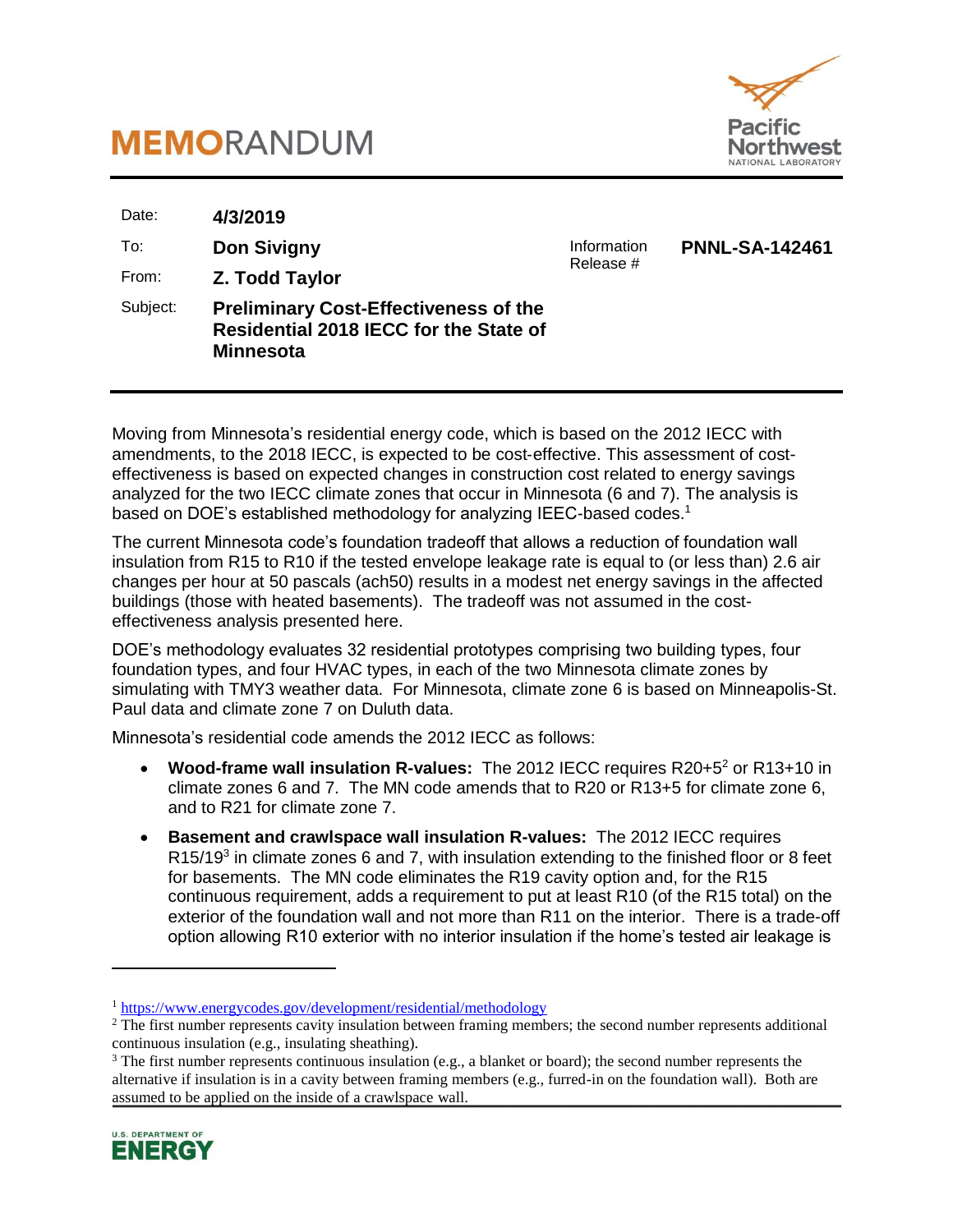# MEMORANDUM

| | | | |
|---|---|---|---|
| Date: | **4/3/2019** | | |
| To: | **Don Sivigny** | Information Release # | **PNNL-SA-142461** |
| From: | **Z. Todd Taylor** | | |
| Subject: | **Preliminary Cost-Effectiveness of the Residential 2018 IECC for the State of Minnesota** | | |

Moving from Minnesota's residential energy code, which is based on the 2012 IECC with amendments, to the 2018 IECC, is expected to be cost-effective. This assessment of cost-effectiveness is based on expected changes in construction cost related to energy savings analyzed for the two IECC climate zones that occur in Minnesota (6 and 7). The analysis is based on DOE's established methodology for analyzing IEEC-based codes.[1]

The current Minnesota code's foundation tradeoff that allows a reduction of foundation wall insulation from R15 to R10 if the tested envelope leakage rate is equal to (or less than) 2.6 air changes per hour at 50 pascals (ach50) results in a modest net energy savings in the affected buildings (those with heated basements). The tradeoff was not assumed in the cost-effectiveness analysis presented here.

DOE's methodology evaluates 32 residential prototypes comprising two building types, four foundation types, and four HVAC types, in each of the two Minnesota climate zones by simulating with TMY3 weather data. For Minnesota, climate zone 6 is based on Minneapolis-St. Paul data and climate zone 7 on Duluth data.

Minnesota's residential code amends the 2012 IECC as follows:

- **Wood-frame wall insulation R-values:** The 2012 IECC requires R20+5[2] or R13+10 in climate zones 6 and 7. The MN code amends that to R20 or R13+5 for climate zone 6, and to R21 for climate zone 7.
- **Basement and crawlspace wall insulation R-values:** The 2012 IECC requires R15/19[3] in climate zones 6 and 7, with insulation extending to the finished floor or 8 feet for basements. The MN code eliminates the R19 cavity option and, for the R15 continuous requirement, adds a requirement to put at least R10 (of the R15 total) on the exterior of the foundation wall and not more than R11 on the interior. There is a trade-off option allowing R10 exterior with no interior insulation if the home's tested air leakage is

[1] https://www.energycodes.gov/development/residential/methodology

[2] The first number represents cavity insulation between framing members; the second number represents additional continuous insulation (e.g., insulating sheathing).

[3] The first number represents continuous insulation (e.g., a blanket or board); the second number represents the alternative if insulation is in a cavity between framing members (e.g., furred-in on the foundation wall). Both are assumed to be applied on the inside of a crawlspace wall.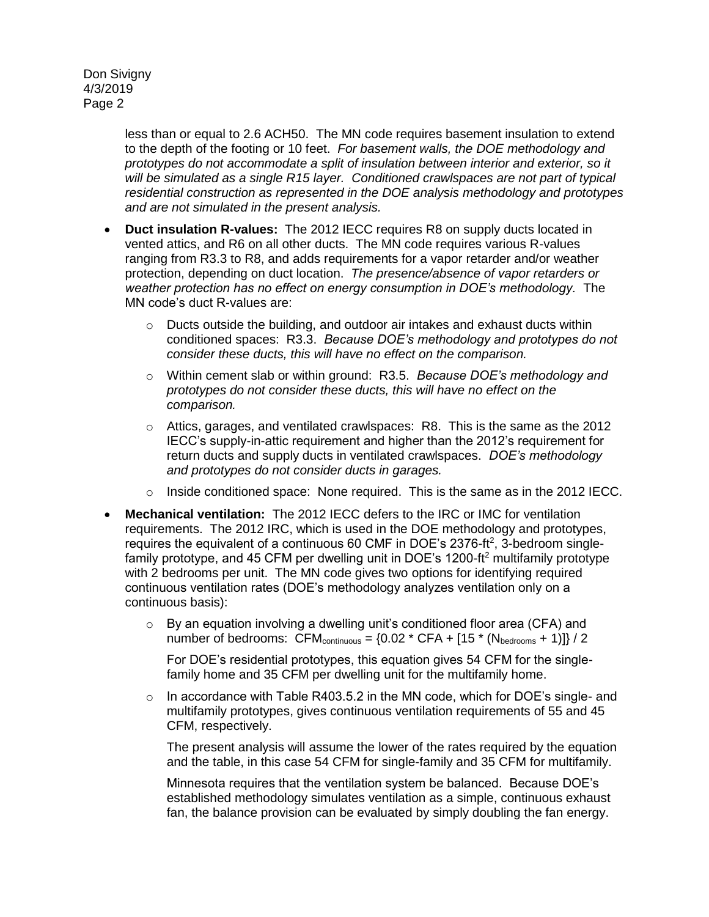less than or equal to 2.6 ACH50. The MN code requires basement insulation to extend to the depth of the footing or 10 feet. *For basement walls, the DOE methodology and prototypes do not accommodate a split of insulation between interior and exterior, so it will be simulated as a single R15 layer. Conditioned crawlspaces are not part of typical residential construction as represented in the DOE analysis methodology and prototypes and are not simulated in the present analysis.*

- **Duct insulation R-values:** The 2012 IECC requires R8 on supply ducts located in vented attics, and R6 on all other ducts. The MN code requires various R-values ranging from R3.3 to R8, and adds requirements for a vapor retarder and/or weather protection, depending on duct location. *The presence/absence of vapor retarders or weather protection has no effect on energy consumption in DOE's methodology.* The MN code's duct R-values are:
  - Ducts outside the building, and outdoor air intakes and exhaust ducts within conditioned spaces: R3.3. *Because DOE's methodology and prototypes do not consider these ducts, this will have no effect on the comparison.*
  - Within cement slab or within ground: R3.5. *Because DOE's methodology and prototypes do not consider these ducts, this will have no effect on the comparison.*
  - Attics, garages, and ventilated crawlspaces: R8. This is the same as the 2012 IECC's supply-in-attic requirement and higher than the 2012's requirement for return ducts and supply ducts in ventilated crawlspaces. *DOE's methodology and prototypes do not consider ducts in garages.*
  - Inside conditioned space: None required. This is the same as in the 2012 IECC.
- **Mechanical ventilation:** The 2012 IECC defers to the IRC or IMC for ventilation requirements. The 2012 IRC, which is used in the DOE methodology and prototypes, requires the equivalent of a continuous 60 CMF in DOE's 2376-ft$^2$, 3-bedroom single-family prototype, and 45 CFM per dwelling unit in DOE's 1200-ft$^2$ multifamily prototype with 2 bedrooms per unit. The MN code gives two options for identifying required continuous ventilation rates (DOE's methodology analyzes ventilation only on a continuous basis):
  - By an equation involving a dwelling unit's conditioned floor area (CFA) and number of bedrooms: $CFM_{continuous} = \{0.02 * CFA + [15 * (N_{bedrooms} + 1)]\} / 2$

    For DOE's residential prototypes, this equation gives 54 CFM for the single-family home and 35 CFM per dwelling unit for the multifamily home.
  - In accordance with Table R403.5.2 in the MN code, which for DOE's single- and multifamily prototypes, gives continuous ventilation requirements of 55 and 45 CFM, respectively.

    The present analysis will assume the lower of the rates required by the equation and the table, in this case 54 CFM for single-family and 35 CFM for multifamily.

    Minnesota requires that the ventilation system be balanced. Because DOE's established methodology simulates ventilation as a simple, continuous exhaust fan, the balance provision can be evaluated by simply doubling the fan energy.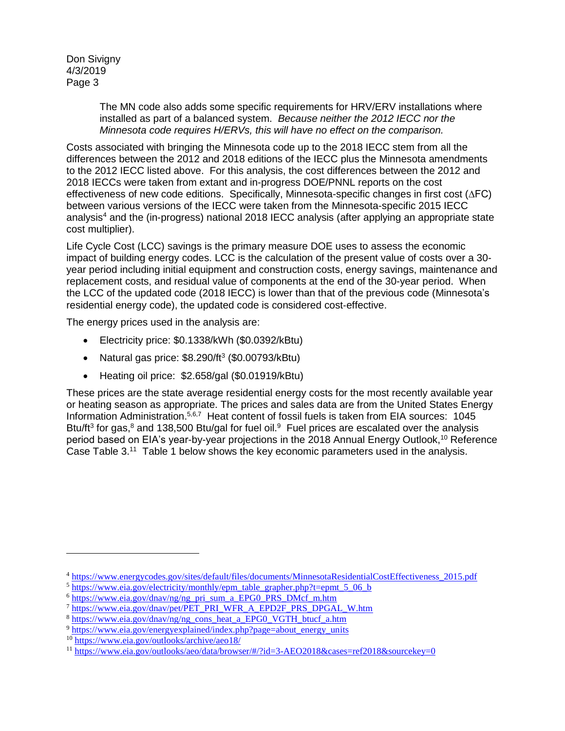The MN code also adds some specific requirements for HRV/ERV installations where installed as part of a balanced system. *Because neither the 2012 IECC nor the Minnesota code requires H/ERVs, this will have no effect on the comparison.*

Costs associated with bringing the Minnesota code up to the 2018 IECC stem from all the differences between the 2012 and 2018 editions of the IECC plus the Minnesota amendments to the 2012 IECC listed above. For this analysis, the cost differences between the 2012 and 2018 IECCs were taken from extant and in-progress DOE/PNNL reports on the cost effectiveness of new code editions. Specifically, Minnesota-specific changes in first cost ($\Delta$FC) between various versions of the IECC were taken from the Minnesota-specific 2015 IECC analysis[4] and the (in-progress) national 2018 IECC analysis (after applying an appropriate state cost multiplier).

Life Cycle Cost (LCC) savings is the primary measure DOE uses to assess the economic impact of building energy codes. LCC is the calculation of the present value of costs over a 30-year period including initial equipment and construction costs, energy savings, maintenance and replacement costs, and residual value of components at the end of the 30-year period. When the LCC of the updated code (2018 IECC) is lower than that of the previous code (Minnesota's residential energy code), the updated code is considered cost-effective.

The energy prices used in the analysis are:

- Electricity price: $0.1338/kWh ($0.0392/kBtu)
- Natural gas price: $8.290/ft$^3$ ($0.00793/kBtu)
- Heating oil price: $2.658/gal ($0.01919/kBtu)

These prices are the state average residential energy costs for the most recently available year or heating season as appropriate. The prices and sales data are from the United States Energy Information Administration.[5,6,7] Heat content of fossil fuels is taken from EIA sources: 1045 Btu/ft$^3$ for gas,[8] and 138,500 Btu/gal for fuel oil.[9] Fuel prices are escalated over the analysis period based on EIA's year-by-year projections in the 2018 Annual Energy Outlook,[10] Reference Case Table 3.[11] Table 1 below shows the key economic parameters used in the analysis.

---

[4] https://www.energycodes.gov/sites/default/files/documents/MinnesotaResidentialCostEffectiveness_2015.pdf

[5] https://www.eia.gov/electricity/monthly/epm_table_grapher.php?t=epmt_5_06_b

[6] https://www.eia.gov/dnav/ng/ng_pri_sum_a_EPG0_PRS_DMcf_m.htm

[7] https://www.eia.gov/dnav/pet/PET_PRI_WFR_A_EPD2F_PRS_DPGAL_W.htm

[8] https://www.eia.gov/dnav/ng/ng_cons_heat_a_EPG0_VGTH_btucf_a.htm

[9] https://www.eia.gov/energyexplained/index.php?page=about_energy_units

[10] https://www.eia.gov/outlooks/archive/aeo18/

[11] https://www.eia.gov/outlooks/aeo/data/browser/#/?id=3-AEO2018&cases=ref2018&sourcekey=0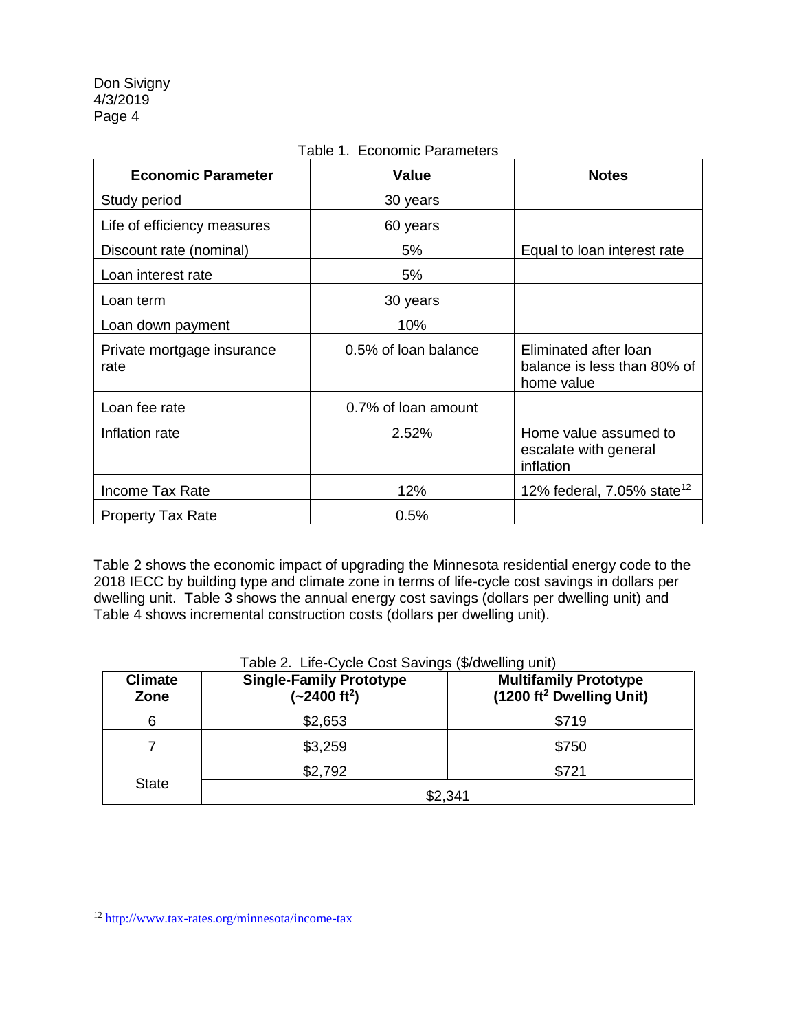Table 1. Economic Parameters

| Economic Parameter | Value | Notes |
|---|---|---|
| Study period | 30 years | |
| Life of efficiency measures | 60 years | |
| Discount rate (nominal) | 5% | Equal to loan interest rate |
| Loan interest rate | 5% | |
| Loan term | 30 years | |
| Loan down payment | 10% | |
| Private mortgage insurance rate | 0.5% of loan balance | Eliminated after loan balance is less than 80% of home value |
| Loan fee rate | 0.7% of loan amount | |
| Inflation rate | 2.52% | Home value assumed to escalate with general inflation |
| Income Tax Rate | 12% | 12% federal, 7.05% state[12] |
| Property Tax Rate | 0.5% | |

Table 2 shows the economic impact of upgrading the Minnesota residential energy code to the 2018 IECC by building type and climate zone in terms of life-cycle cost savings in dollars per dwelling unit. Table 3 shows the annual energy cost savings (dollars per dwelling unit) and Table 4 shows incremental construction costs (dollars per dwelling unit).

Table 2. Life-Cycle Cost Savings ($/dwelling unit)

| Climate Zone | Single-Family Prototype (~2400 ft$^2$) | Multifamily Prototype (1200 ft$^2$ Dwelling Unit) |
|---|---|---|
| 6 | $2,653 | $719 |
| 7 | $3,259 | $750 |
| State | $2,792 | $721 |
| | $2,341 | |

[12] http://www.tax-rates.org/minnesota/income-tax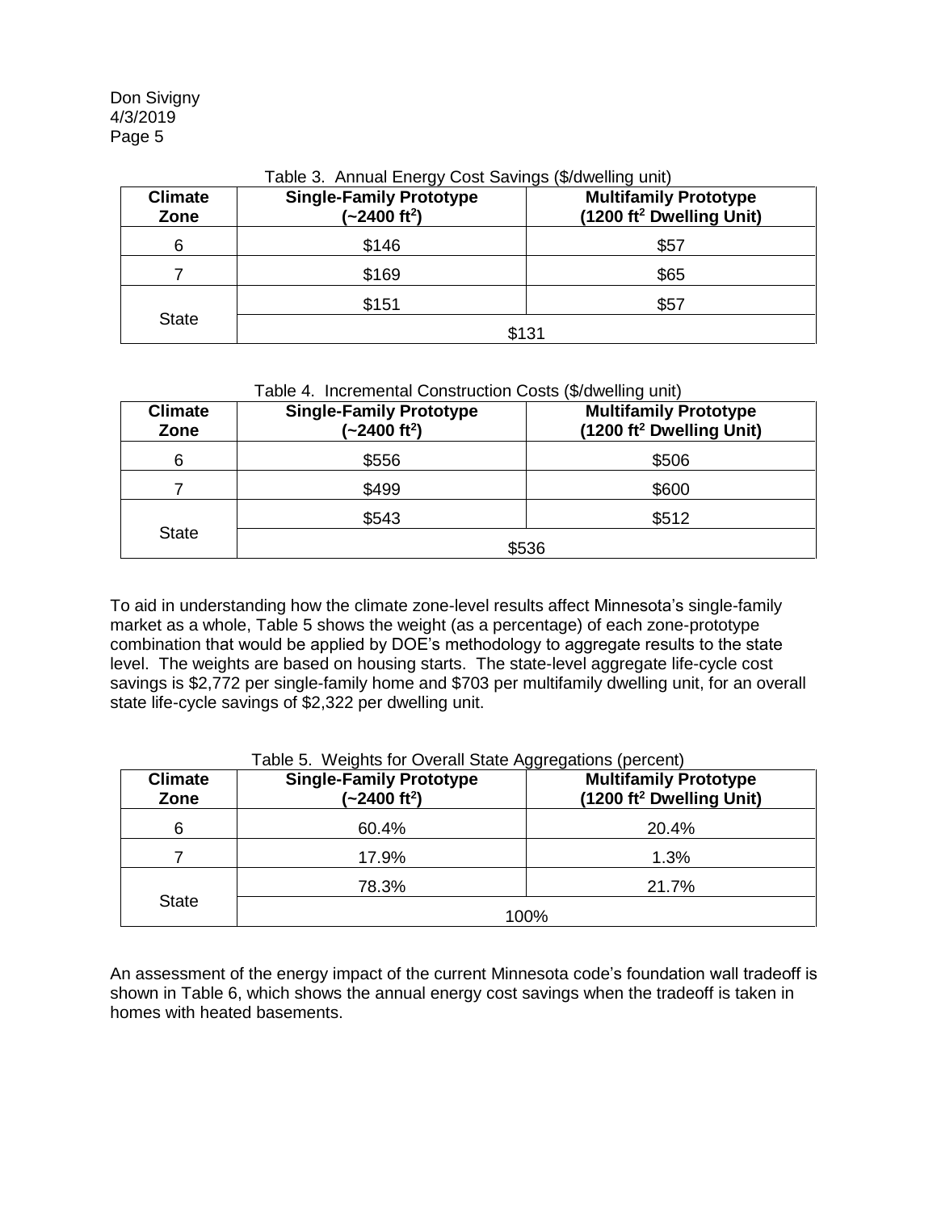Table 3. Annual Energy Cost Savings ($/dwelling unit)

| Climate Zone | Single-Family Prototype (~2400 ft$^2$) | Multifamily Prototype (1200 ft$^2$ Dwelling Unit) |
|---|---|---|
| 6 | $146 | $57 |
| 7 | $169 | $65 |
| State | $151 | $57 |
| | $131 | |

Table 4. Incremental Construction Costs ($/dwelling unit)

| Climate Zone | Single-Family Prototype (~2400 ft$^2$) | Multifamily Prototype (1200 ft$^2$ Dwelling Unit) |
|---|---|---|
| 6 | $556 | $506 |
| 7 | $499 | $600 |
| State | $543 | $512 |
| | $536 | |

To aid in understanding how the climate zone-level results affect Minnesota's single-family market as a whole, Table 5 shows the weight (as a percentage) of each zone-prototype combination that would be applied by DOE's methodology to aggregate results to the state level. The weights are based on housing starts. The state-level aggregate life-cycle cost savings is $2,772 per single-family home and $703 per multifamily dwelling unit, for an overall state life-cycle savings of $2,322 per dwelling unit.

Table 5. Weights for Overall State Aggregations (percent)

| Climate Zone | Single-Family Prototype (~2400 ft$^2$) | Multifamily Prototype (1200 ft$^2$ Dwelling Unit) |
|---|---|---|
| 6 | 60.4% | 20.4% |
| 7 | 17.9% | 1.3% |
| State | 78.3% | 21.7% |
| | 100% | |

An assessment of the energy impact of the current Minnesota code's foundation wall tradeoff is shown in Table 6, which shows the annual energy cost savings when the tradeoff is taken in homes with heated basements.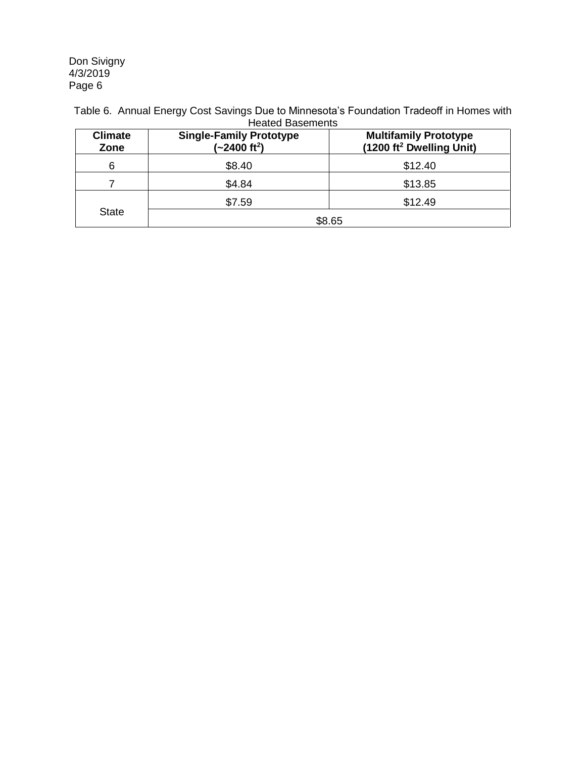Table 6. Annual Energy Cost Savings Due to Minnesota's Foundation Tradeoff in Homes with Heated Basements

| Climate Zone | Single-Family Prototype (~2400 ft$^2$) | Multifamily Prototype (1200 ft$^2$ Dwelling Unit) |
|---|---|---|
| 6 | \$8.40 | \$12.40 |
| 7 | \$4.84 | \$13.85 |
| State | \$7.59 | \$12.49 |
| State | \$8.65 | |